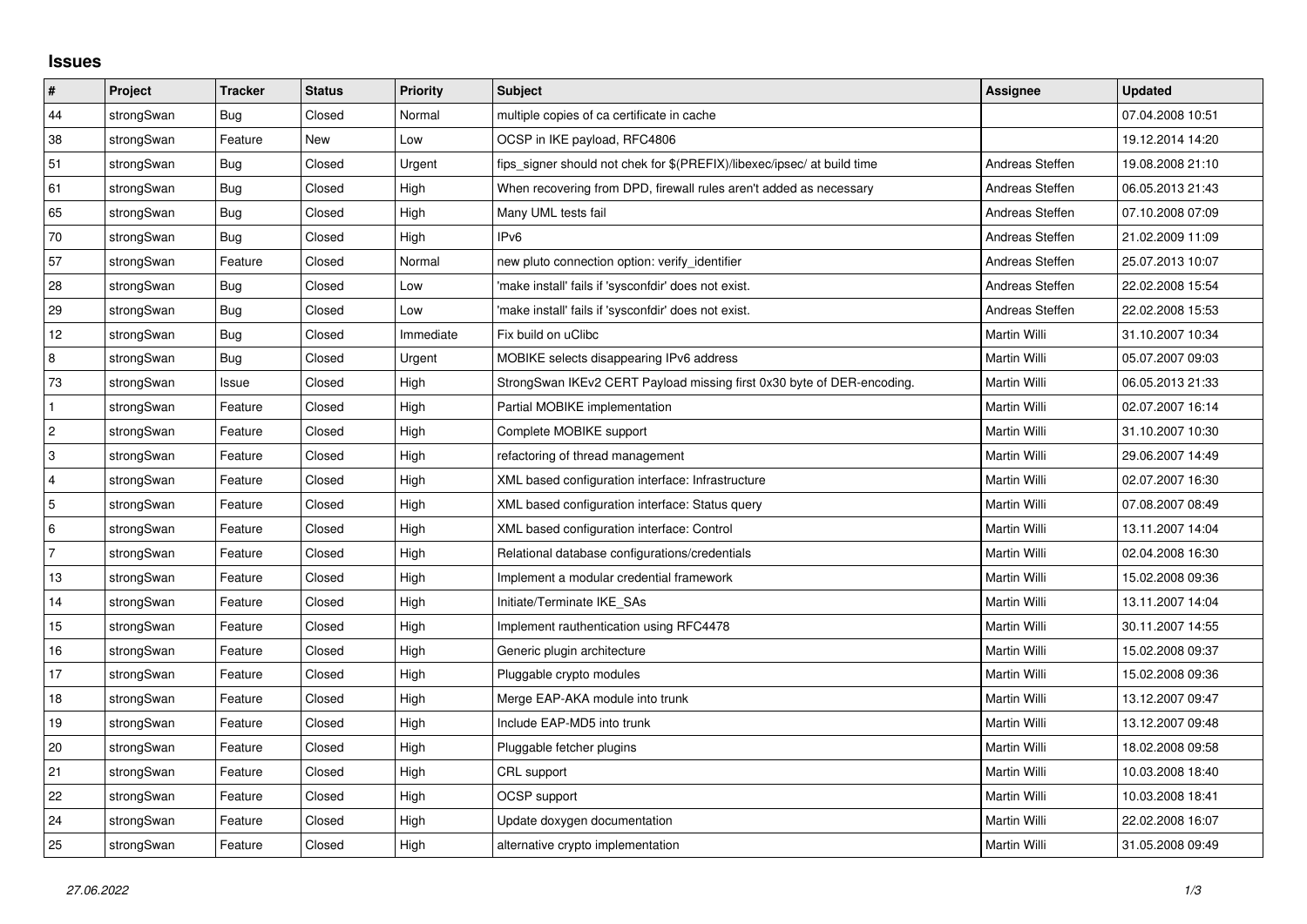## Issues

| # | Project | Tracker | Status | Priority | Subject | Assignee | Updated |
|---|---|---|---|---|---|---|---|
| 44 | strongSwan | Bug | Closed | Normal | multiple copies of ca certificate in cache | | 07.04.2008 10:51 |
| 38 | strongSwan | Feature | New | Low | OCSP in IKE payload, RFC4806 | | 19.12.2014 14:20 |
| 51 | strongSwan | Bug | Closed | Urgent | fips_signer should not chek for $(PREFIX)/libexec/ipsec/ at build time | Andreas Steffen | 19.08.2008 21:10 |
| 61 | strongSwan | Bug | Closed | High | When recovering from DPD, firewall rules aren't added as necessary | Andreas Steffen | 06.05.2013 21:43 |
| 65 | strongSwan | Bug | Closed | High | Many UML tests fail | Andreas Steffen | 07.10.2008 07:09 |
| 70 | strongSwan | Bug | Closed | High | IPv6 | Andreas Steffen | 21.02.2009 11:09 |
| 57 | strongSwan | Feature | Closed | Normal | new pluto connection option: verify_identifier | Andreas Steffen | 25.07.2013 10:07 |
| 28 | strongSwan | Bug | Closed | Low | 'make install' fails if 'sysconfdir' does not exist. | Andreas Steffen | 22.02.2008 15:54 |
| 29 | strongSwan | Bug | Closed | Low | 'make install' fails if 'sysconfdir' does not exist. | Andreas Steffen | 22.02.2008 15:53 |
| 12 | strongSwan | Bug | Closed | Immediate | Fix build on uClibc | Martin Willi | 31.10.2007 10:34 |
| 8 | strongSwan | Bug | Closed | Urgent | MOBIKE selects disappearing IPv6 address | Martin Willi | 05.07.2007 09:03 |
| 73 | strongSwan | Issue | Closed | High | StrongSwan IKEv2 CERT Payload missing first 0x30 byte of DER-encoding. | Martin Willi | 06.05.2013 21:33 |
| 1 | strongSwan | Feature | Closed | High | Partial MOBIKE implementation | Martin Willi | 02.07.2007 16:14 |
| 2 | strongSwan | Feature | Closed | High | Complete MOBIKE support | Martin Willi | 31.10.2007 10:30 |
| 3 | strongSwan | Feature | Closed | High | refactoring of thread management | Martin Willi | 29.06.2007 14:49 |
| 4 | strongSwan | Feature | Closed | High | XML based configuration interface: Infrastructure | Martin Willi | 02.07.2007 16:30 |
| 5 | strongSwan | Feature | Closed | High | XML based configuration interface: Status query | Martin Willi | 07.08.2007 08:49 |
| 6 | strongSwan | Feature | Closed | High | XML based configuration interface: Control | Martin Willi | 13.11.2007 14:04 |
| 7 | strongSwan | Feature | Closed | High | Relational database configurations/credentials | Martin Willi | 02.04.2008 16:30 |
| 13 | strongSwan | Feature | Closed | High | Implement a modular credential framework | Martin Willi | 15.02.2008 09:36 |
| 14 | strongSwan | Feature | Closed | High | Initiate/Terminate IKE_SAs | Martin Willi | 13.11.2007 14:04 |
| 15 | strongSwan | Feature | Closed | High | Implement rauthentication using RFC4478 | Martin Willi | 30.11.2007 14:55 |
| 16 | strongSwan | Feature | Closed | High | Generic plugin architecture | Martin Willi | 15.02.2008 09:37 |
| 17 | strongSwan | Feature | Closed | High | Pluggable crypto modules | Martin Willi | 15.02.2008 09:36 |
| 18 | strongSwan | Feature | Closed | High | Merge EAP-AKA module into trunk | Martin Willi | 13.12.2007 09:47 |
| 19 | strongSwan | Feature | Closed | High | Include EAP-MD5 into trunk | Martin Willi | 13.12.2007 09:48 |
| 20 | strongSwan | Feature | Closed | High | Pluggable fetcher plugins | Martin Willi | 18.02.2008 09:58 |
| 21 | strongSwan | Feature | Closed | High | CRL support | Martin Willi | 10.03.2008 18:40 |
| 22 | strongSwan | Feature | Closed | High | OCSP support | Martin Willi | 10.03.2008 18:41 |
| 24 | strongSwan | Feature | Closed | High | Update doxygen documentation | Martin Willi | 22.02.2008 16:07 |
| 25 | strongSwan | Feature | Closed | High | alternative crypto implementation | Martin Willi | 31.05.2008 09:49 |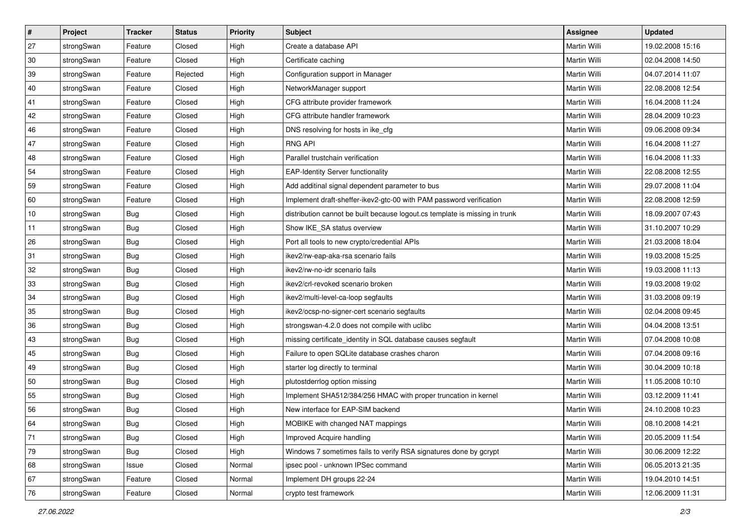| # | Project | Tracker | Status | Priority | Subject | Assignee | Updated |
|---|---|---|---|---|---|---|---|
| 27 | strongSwan | Feature | Closed | High | Create a database API | Martin Willi | 19.02.2008 15:16 |
| 30 | strongSwan | Feature | Closed | High | Certificate caching | Martin Willi | 02.04.2008 14:50 |
| 39 | strongSwan | Feature | Rejected | High | Configuration support in Manager | Martin Willi | 04.07.2014 11:07 |
| 40 | strongSwan | Feature | Closed | High | NetworkManager support | Martin Willi | 22.08.2008 12:54 |
| 41 | strongSwan | Feature | Closed | High | CFG attribute provider framework | Martin Willi | 16.04.2008 11:24 |
| 42 | strongSwan | Feature | Closed | High | CFG attribute handler framework | Martin Willi | 28.04.2009 10:23 |
| 46 | strongSwan | Feature | Closed | High | DNS resolving for hosts in ike_cfg | Martin Willi | 09.06.2008 09:34 |
| 47 | strongSwan | Feature | Closed | High | RNG API | Martin Willi | 16.04.2008 11:27 |
| 48 | strongSwan | Feature | Closed | High | Parallel trustchain verification | Martin Willi | 16.04.2008 11:33 |
| 54 | strongSwan | Feature | Closed | High | EAP-Identity Server functionality | Martin Willi | 22.08.2008 12:55 |
| 59 | strongSwan | Feature | Closed | High | Add additinal signal dependent parameter to bus | Martin Willi | 29.07.2008 11:04 |
| 60 | strongSwan | Feature | Closed | High | Implement draft-sheffer-ikev2-gtc-00 with PAM password verification | Martin Willi | 22.08.2008 12:59 |
| 10 | strongSwan | Bug | Closed | High | distribution cannot be built because logout.cs template is missing in trunk | Martin Willi | 18.09.2007 07:43 |
| 11 | strongSwan | Bug | Closed | High | Show IKE_SA status overview | Martin Willi | 31.10.2007 10:29 |
| 26 | strongSwan | Bug | Closed | High | Port all tools to new crypto/credential APIs | Martin Willi | 21.03.2008 18:04 |
| 31 | strongSwan | Bug | Closed | High | ikev2/rw-eap-aka-rsa scenario fails | Martin Willi | 19.03.2008 15:25 |
| 32 | strongSwan | Bug | Closed | High | ikev2/rw-no-idr scenario fails | Martin Willi | 19.03.2008 11:13 |
| 33 | strongSwan | Bug | Closed | High | ikev2/crl-revoked scenario broken | Martin Willi | 19.03.2008 19:02 |
| 34 | strongSwan | Bug | Closed | High | ikev2/multi-level-ca-loop segfaults | Martin Willi | 31.03.2008 09:19 |
| 35 | strongSwan | Bug | Closed | High | ikev2/ocsp-no-signer-cert scenario segfaults | Martin Willi | 02.04.2008 09:45 |
| 36 | strongSwan | Bug | Closed | High | strongswan-4.2.0 does not compile with uclibc | Martin Willi | 04.04.2008 13:51 |
| 43 | strongSwan | Bug | Closed | High | missing certificate_identity in SQL database causes segfault | Martin Willi | 07.04.2008 10:08 |
| 45 | strongSwan | Bug | Closed | High | Failure to open SQLite database crashes charon | Martin Willi | 07.04.2008 09:16 |
| 49 | strongSwan | Bug | Closed | High | starter log directly to terminal | Martin Willi | 30.04.2009 10:18 |
| 50 | strongSwan | Bug | Closed | High | plutostderrlog option missing | Martin Willi | 11.05.2008 10:10 |
| 55 | strongSwan | Bug | Closed | High | Implement SHA512/384/256 HMAC with proper truncation in kernel | Martin Willi | 03.12.2009 11:41 |
| 56 | strongSwan | Bug | Closed | High | New interface for EAP-SIM backend | Martin Willi | 24.10.2008 10:23 |
| 64 | strongSwan | Bug | Closed | High | MOBIKE with changed NAT mappings | Martin Willi | 08.10.2008 14:21 |
| 71 | strongSwan | Bug | Closed | High | Improved Acquire handling | Martin Willi | 20.05.2009 11:54 |
| 79 | strongSwan | Bug | Closed | High | Windows 7 sometimes fails to verify RSA signatures done by gcrypt | Martin Willi | 30.06.2009 12:22 |
| 68 | strongSwan | Issue | Closed | Normal | ipsec pool - unknown IPSec command | Martin Willi | 06.05.2013 21:35 |
| 67 | strongSwan | Feature | Closed | Normal | Implement DH groups 22-24 | Martin Willi | 19.04.2010 14:51 |
| 76 | strongSwan | Feature | Closed | Normal | crypto test framework | Martin Willi | 12.06.2009 11:31 |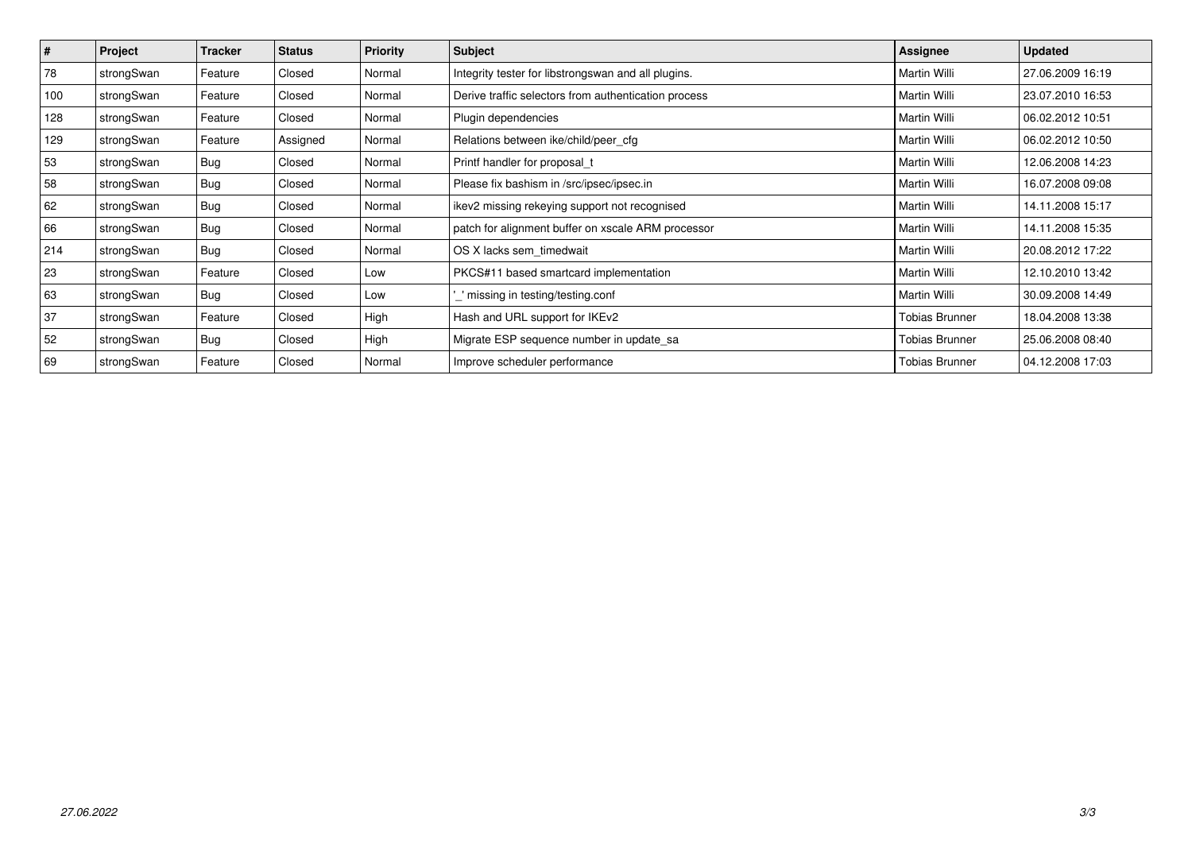| # | Project | Tracker | Status | Priority | Subject | Assignee | Updated |
|---|---|---|---|---|---|---|---|
| 78 | strongSwan | Feature | Closed | Normal | Integrity tester for libstrongswan and all plugins. | Martin Willi | 27.06.2009 16:19 |
| 100 | strongSwan | Feature | Closed | Normal | Derive traffic selectors from authentication process | Martin Willi | 23.07.2010 16:53 |
| 128 | strongSwan | Feature | Closed | Normal | Plugin dependencies | Martin Willi | 06.02.2012 10:51 |
| 129 | strongSwan | Feature | Assigned | Normal | Relations between ike/child/peer_cfg | Martin Willi | 06.02.2012 10:50 |
| 53 | strongSwan | Bug | Closed | Normal | Printf handler for proposal_t | Martin Willi | 12.06.2008 14:23 |
| 58 | strongSwan | Bug | Closed | Normal | Please fix bashism in /src/ipsec/ipsec.in | Martin Willi | 16.07.2008 09:08 |
| 62 | strongSwan | Bug | Closed | Normal | ikev2 missing rekeying support not recognised | Martin Willi | 14.11.2008 15:17 |
| 66 | strongSwan | Bug | Closed | Normal | patch for alignment buffer on xscale ARM processor | Martin Willi | 14.11.2008 15:35 |
| 214 | strongSwan | Bug | Closed | Normal | OS X lacks sem_timedwait | Martin Willi | 20.08.2012 17:22 |
| 23 | strongSwan | Feature | Closed | Low | PKCS#11 based smartcard implementation | Martin Willi | 12.10.2010 13:42 |
| 63 | strongSwan | Bug | Closed | Low | '_' missing in testing/testing.conf | Martin Willi | 30.09.2008 14:49 |
| 37 | strongSwan | Feature | Closed | High | Hash and URL support for IKEv2 | Tobias Brunner | 18.04.2008 13:38 |
| 52 | strongSwan | Bug | Closed | High | Migrate ESP sequence number in update_sa | Tobias Brunner | 25.06.2008 08:40 |
| 69 | strongSwan | Feature | Closed | Normal | Improve scheduler performance | Tobias Brunner | 04.12.2008 17:03 |

*27.06.2022*